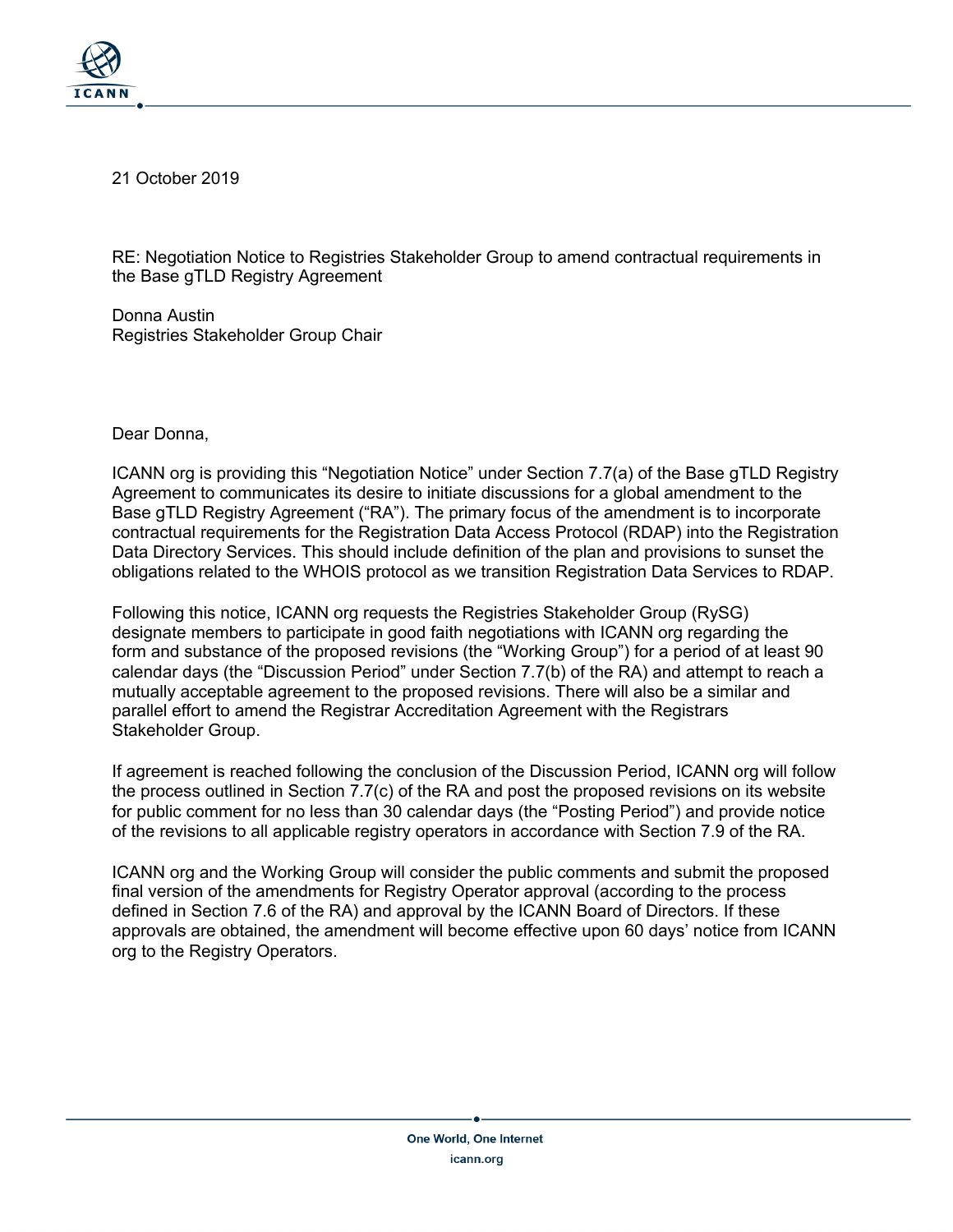21 October 2019

RE: Negotiation Notice to Registries Stakeholder Group to amend contractual requirements in the Base gTLD Registry Agreement

Donna Austin
Registries Stakeholder Group Chair

Dear Donna,

ICANN org is providing this "Negotiation Notice" under Section 7.7(a) of the Base gTLD Registry Agreement to communicates its desire to initiate discussions for a global amendment to the Base gTLD Registry Agreement ("RA"). The primary focus of the amendment is to incorporate contractual requirements for the Registration Data Access Protocol (RDAP) into the Registration Data Directory Services. This should include definition of the plan and provisions to sunset the obligations related to the WHOIS protocol as we transition Registration Data Services to RDAP.

Following this notice, ICANN org requests the Registries Stakeholder Group (RySG) designate members to participate in good faith negotiations with ICANN org regarding the form and substance of the proposed revisions (the "Working Group") for a period of at least 90 calendar days (the "Discussion Period" under Section 7.7(b) of the RA) and attempt to reach a mutually acceptable agreement to the proposed revisions. There will also be a similar and parallel effort to amend the Registrar Accreditation Agreement with the Registrars Stakeholder Group.

If agreement is reached following the conclusion of the Discussion Period, ICANN org will follow the process outlined in Section 7.7(c) of the RA and post the proposed revisions on its website for public comment for no less than 30 calendar days (the "Posting Period") and provide notice of the revisions to all applicable registry operators in accordance with Section 7.9 of the RA.

ICANN org and the Working Group will consider the public comments and submit the proposed final version of the amendments for Registry Operator approval (according to the process defined in Section 7.6 of the RA) and approval by the ICANN Board of Directors. If these approvals are obtained, the amendment will become effective upon 60 days' notice from ICANN org to the Registry Operators.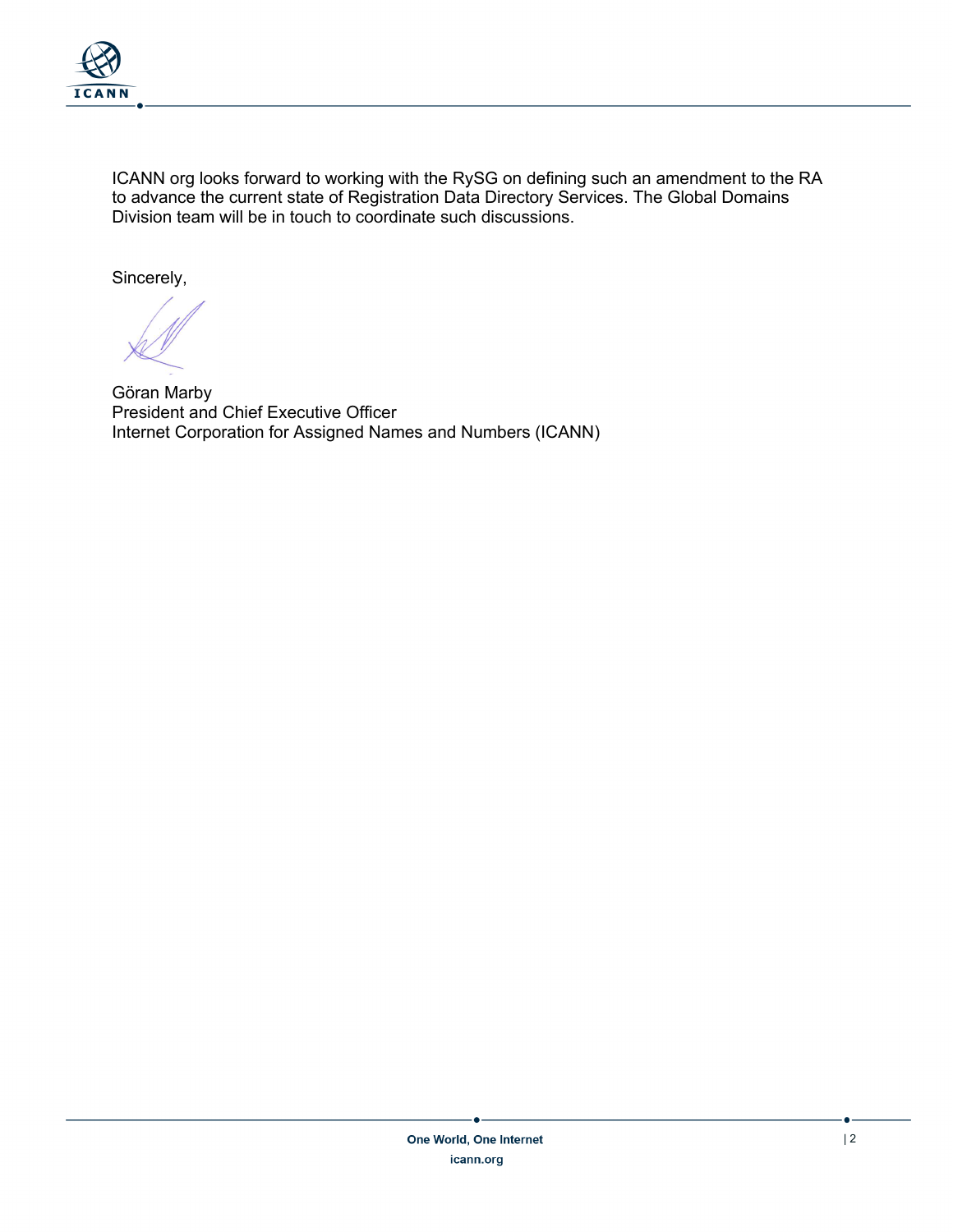ICANN org looks forward to working with the RySG on defining such an amendment to the RA to advance the current state of Registration Data Directory Services. The Global Domains Division team will be in touch to coordinate such discussions.

Sincerely,

Göran Marby
President and Chief Executive Officer
Internet Corporation for Assigned Names and Numbers (ICANN)